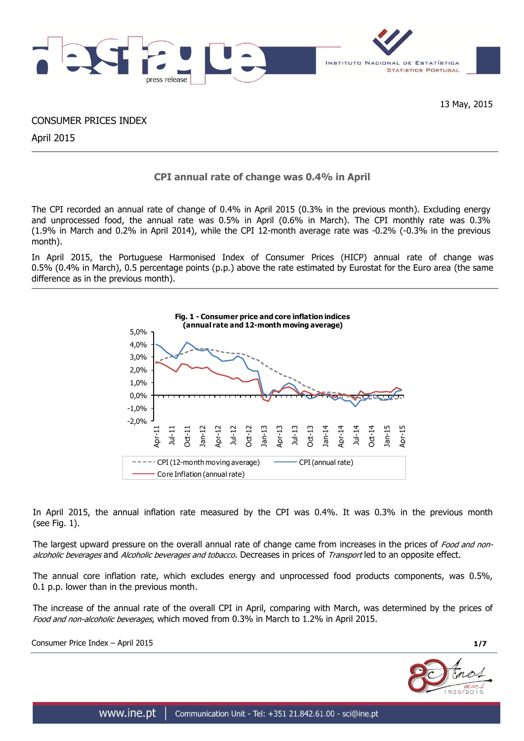13 May, 2015

# CONSUMER PRICES INDEX

April 2015

## CPI annual rate of change was 0.4% in April

The CPI recorded an annual rate of change of 0.4% in April 2015 (0.3% in the previous month). Excluding energy and unprocessed food, the annual rate was 0.5% in April (0.6% in March). The CPI monthly rate was 0.3% (1.9% in March and 0.2% in April 2014), while the CPI 12-month average rate was -0.2% (-0.3% in the previous month).

In April 2015, the Portuguese Harmonised Index of Consumer Prices (HICP) annual rate of change was 0.5% (0.4% in March), 0.5 percentage points (p.p.) above the rate estimated by Eurostat for the Euro area (the same difference as in the previous month).

**Fig. 1 - Consumer price and core inflation indices (annual rate and 12-month moving average)**

In April 2015, the annual inflation rate measured by the CPI was 0.4%. It was 0.3% in the previous month (see Fig. 1).

The largest upward pressure on the overall annual rate of change came from increases in the prices of *Food and non-alcoholic beverages* and *Alcoholic beverages and tobacco*. Decreases in prices of *Transport* led to an opposite effect.

The annual core inflation rate, which excludes energy and unprocessed food products components, was 0.5%, 0.1 p.p. lower than in the previous month.

The increase of the annual rate of the overall CPI in April, comparing with March, was determined by the prices of *Food and non-alcoholic beverages*, which moved from 0.3% in March to 1.2% in April 2015.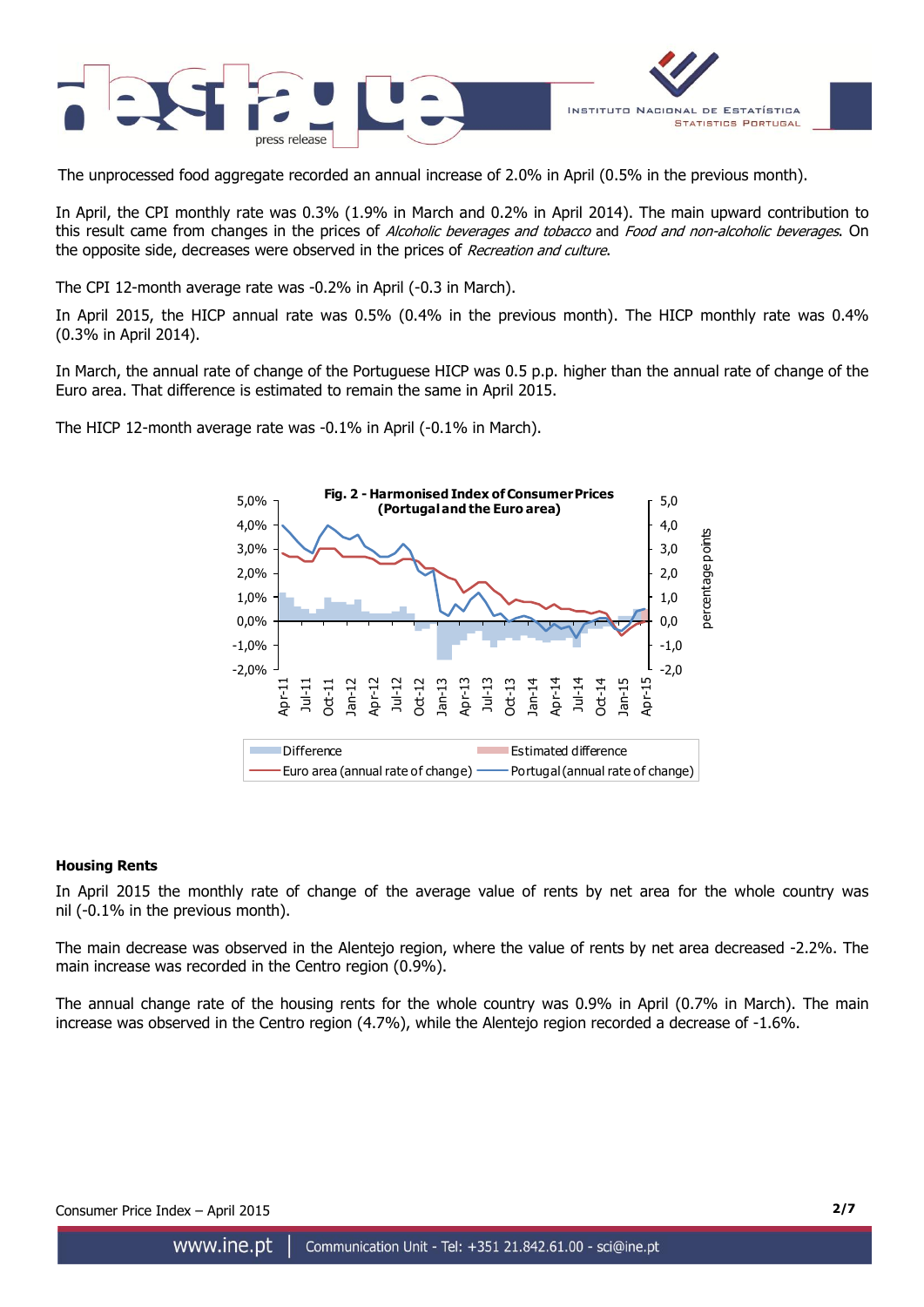The unprocessed food aggregate recorded an annual increase of 2.0% in April (0.5% in the previous month).

In April, the CPI monthly rate was 0.3% (1.9% in March and 0.2% in April 2014). The main upward contribution to this result came from changes in the prices of *Alcoholic beverages and tobacco* and *Food and non-alcoholic beverages*. On the opposite side, decreases were observed in the prices of *Recreation and culture*.

The CPI 12-month average rate was -0.2% in April (-0.3 in March).

In April 2015, the HICP annual rate was 0.5% (0.4% in the previous month). The HICP monthly rate was 0.4% (0.3% in April 2014).

In March, the annual rate of change of the Portuguese HICP was 0.5 p.p. higher than the annual rate of change of the Euro area. That difference is estimated to remain the same in April 2015.

The HICP 12-month average rate was -0.1% in April (-0.1% in March).

**Fig. 2 - Harmonised Index of Consumer Prices (Portugal and the Euro area)**

#### Housing Rents

In April 2015 the monthly rate of change of the average value of rents by net area for the whole country was nil (-0.1% in the previous month).

The main decrease was observed in the Alentejo region, where the value of rents by net area decreased -2.2%. The main increase was recorded in the Centro region (0.9%).

The annual change rate of the housing rents for the whole country was 0.9% in April (0.7% in March). The main increase was observed in the Centro region (4.7%), while the Alentejo region recorded a decrease of -1.6%.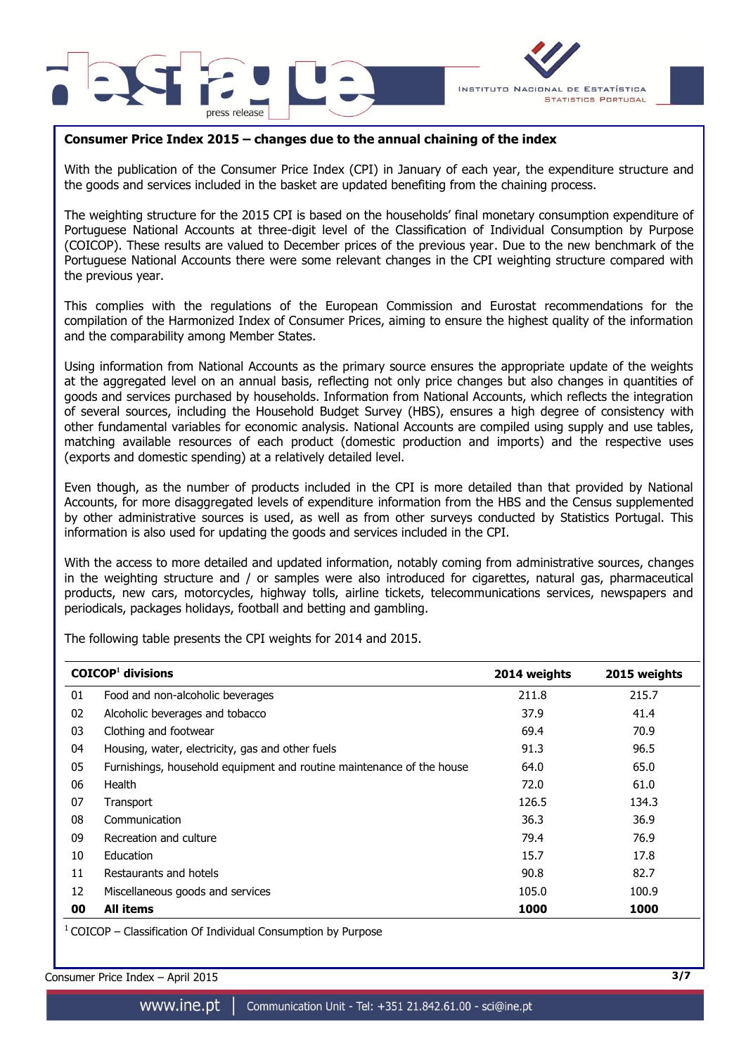## Consumer Price Index 2015 – changes due to the annual chaining of the index

With the publication of the Consumer Price Index (CPI) in January of each year, the expenditure structure and the goods and services included in the basket are updated benefiting from the chaining process.

The weighting structure for the 2015 CPI is based on the households' final monetary consumption expenditure of Portuguese National Accounts at three-digit level of the Classification of Individual Consumption by Purpose (COICOP). These results are valued to December prices of the previous year. Due to the new benchmark of the Portuguese National Accounts there were some relevant changes in the CPI weighting structure compared with the previous year.

This complies with the regulations of the European Commission and Eurostat recommendations for the compilation of the Harmonized Index of Consumer Prices, aiming to ensure the highest quality of the information and the comparability among Member States.

Using information from National Accounts as the primary source ensures the appropriate update of the weights at the aggregated level on an annual basis, reflecting not only price changes but also changes in quantities of goods and services purchased by households. Information from National Accounts, which reflects the integration of several sources, including the Household Budget Survey (HBS), ensures a high degree of consistency with other fundamental variables for economic analysis. National Accounts are compiled using supply and use tables, matching available resources of each product (domestic production and imports) and the respective uses (exports and domestic spending) at a relatively detailed level.

Even though, as the number of products included in the CPI is more detailed than that provided by National Accounts, for more disaggregated levels of expenditure information from the HBS and the Census supplemented by other administrative sources is used, as well as from other surveys conducted by Statistics Portugal. This information is also used for updating the goods and services included in the CPI.

With the access to more detailed and updated information, notably coming from administrative sources, changes in the weighting structure and / or samples were also introduced for cigarettes, natural gas, pharmaceutical products, new cars, motorcycles, highway tolls, airline tickets, telecommunications services, newspapers and periodicals, packages holidays, football and betting and gambling.

The following table presents the CPI weights for 2014 and 2015.

| COICOP[1] divisions | | 2014 weights | 2015 weights |
|---|---|---|---|
| 01 | Food and non-alcoholic beverages | 211.8 | 215.7 |
| 02 | Alcoholic beverages and tobacco | 37.9 | 41.4 |
| 03 | Clothing and footwear | 69.4 | 70.9 |
| 04 | Housing, water, electricity, gas and other fuels | 91.3 | 96.5 |
| 05 | Furnishings, household equipment and routine maintenance of the house | 64.0 | 65.0 |
| 06 | Health | 72.0 | 61.0 |
| 07 | Transport | 126.5 | 134.3 |
| 08 | Communication | 36.3 | 36.9 |
| 09 | Recreation and culture | 79.4 | 76.9 |
| 10 | Education | 15.7 | 17.8 |
| 11 | Restaurants and hotels | 90.8 | 82.7 |
| 12 | Miscellaneous goods and services | 105.0 | 100.9 |
| **00** | **All items** | **1000** | **1000** |

[1] COICOP – Classification Of Individual Consumption by Purpose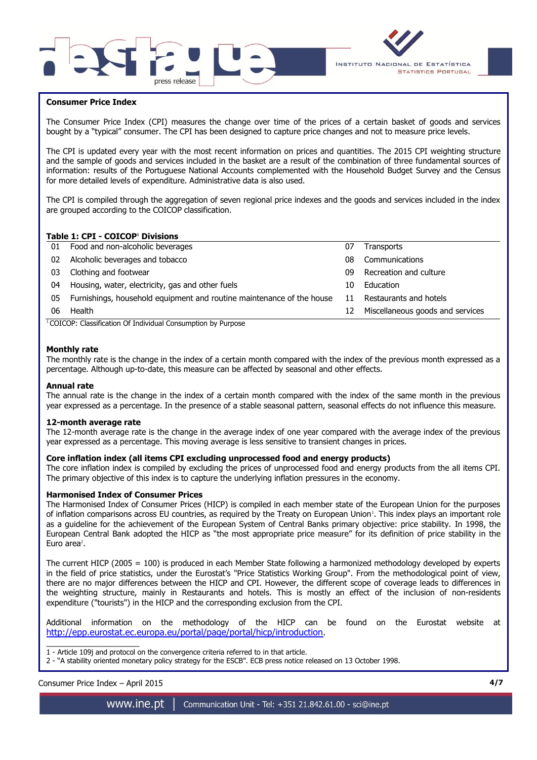## Consumer Price Index

The Consumer Price Index (CPI) measures the change over time of the prices of a certain basket of goods and services bought by a "typical" consumer. The CPI has been designed to capture price changes and not to measure price levels.

The CPI is updated every year with the most recent information on prices and quantities. The 2015 CPI weighting structure and the sample of goods and services included in the basket are a result of the combination of three fundamental sources of information: results of the Portuguese National Accounts complemented with the Household Budget Survey and the Census for more detailed levels of expenditure. Administrative data is also used.

The CPI is compiled through the aggregation of seven regional price indexes and the goods and services included in the index are grouped according to the COICOP classification.

**Table 1: CPI - COICOP[1] Divisions**

| | | | |
|---|---|---|---|
| 01 | Food and non-alcoholic beverages | 07 | Transports |
| 02 | Alcoholic beverages and tobacco | 08 | Communications |
| 03 | Clothing and footwear | 09 | Recreation and culture |
| 04 | Housing, water, electricity, gas and other fuels | 10 | Education |
| 05 | Furnishings, household equipment and routine maintenance of the house | 11 | Restaurants and hotels |
| 06 | Health | 12 | Miscellaneous goods and services |

[1] COICOP: Classification Of Individual Consumption by Purpose

### Monthly rate

The monthly rate is the change in the index of a certain month compared with the index of the previous month expressed as a percentage. Although up-to-date, this measure can be affected by seasonal and other effects.

### Annual rate

The annual rate is the change in the index of a certain month compared with the index of the same month in the previous year expressed as a percentage. In the presence of a stable seasonal pattern, seasonal effects do not influence this measure.

### 12-month average rate

The 12-month average rate is the change in the average index of one year compared with the average index of the previous year expressed as a percentage. This moving average is less sensitive to transient changes in prices.

### Core inflation index (all items CPI excluding unprocessed food and energy products)

The core inflation index is compiled by excluding the prices of unprocessed food and energy products from the all items CPI. The primary objective of this index is to capture the underlying inflation pressures in the economy.

### Harmonised Index of Consumer Prices

The Harmonised Index of Consumer Prices (HICP) is compiled in each member state of the European Union for the purposes of inflation comparisons across EU countries, as required by the Treaty on European Union[1]. This index plays an important role as a guideline for the achievement of the European System of Central Banks primary objective: price stability. In 1998, the European Central Bank adopted the HICP as "the most appropriate price measure" for its definition of price stability in the Euro area[2].

The current HICP (2005 = 100) is produced in each Member State following a harmonized methodology developed by experts in the field of price statistics, under the Eurostat's "Price Statistics Working Group". From the methodological point of view, there are no major differences between the HICP and CPI. However, the different scope of coverage leads to differences in the weighting structure, mainly in Restaurants and hotels. This is mostly an effect of the inclusion of non-residents expenditure ("tourists") in the HICP and the corresponding exclusion from the CPI.

Additional information on the methodology of the HICP can be found on the Eurostat website at http://epp.eurostat.ec.europa.eu/portal/page/portal/hicp/introduction.

---

1 - Article 109j and protocol on the convergence criteria referred to in that article.
2 - "A stability oriented monetary policy strategy for the ESCB". ECB press notice released on 13 October 1998.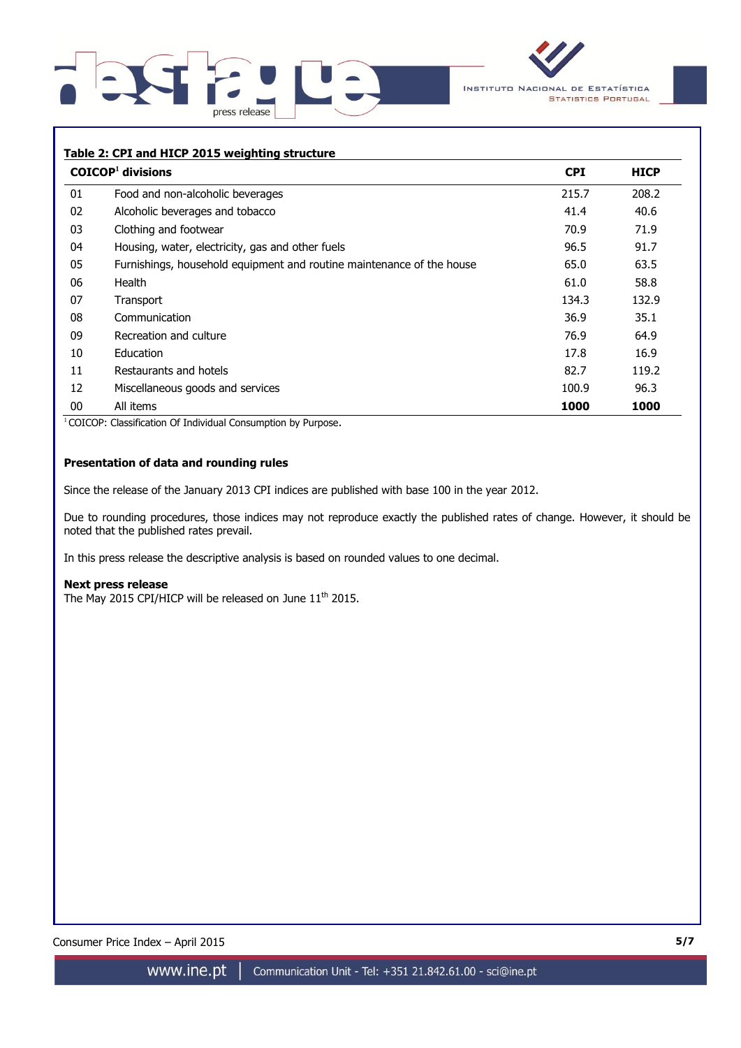**Table 2: CPI and HICP 2015 weighting structure**

| COICOP[1] divisions | | CPI | HICP |
|---|---|---|---|
| 01 | Food and non-alcoholic beverages | 215.7 | 208.2 |
| 02 | Alcoholic beverages and tobacco | 41.4 | 40.6 |
| 03 | Clothing and footwear | 70.9 | 71.9 |
| 04 | Housing, water, electricity, gas and other fuels | 96.5 | 91.7 |
| 05 | Furnishings, household equipment and routine maintenance of the house | 65.0 | 63.5 |
| 06 | Health | 61.0 | 58.8 |
| 07 | Transport | 134.3 | 132.9 |
| 08 | Communication | 36.9 | 35.1 |
| 09 | Recreation and culture | 76.9 | 64.9 |
| 10 | Education | 17.8 | 16.9 |
| 11 | Restaurants and hotels | 82.7 | 119.2 |
| 12 | Miscellaneous goods and services | 100.9 | 96.3 |
| 00 | All items | **1000** | **1000** |

[1] COICOP: Classification Of Individual Consumption by Purpose.

**Presentation of data and rounding rules**

Since the release of the January 2013 CPI indices are published with base 100 in the year 2012.

Due to rounding procedures, those indices may not reproduce exactly the published rates of change. However, it should be noted that the published rates prevail.

In this press release the descriptive analysis is based on rounded values to one decimal.

**Next press release**

The May 2015 CPI/HICP will be released on June 11th 2015.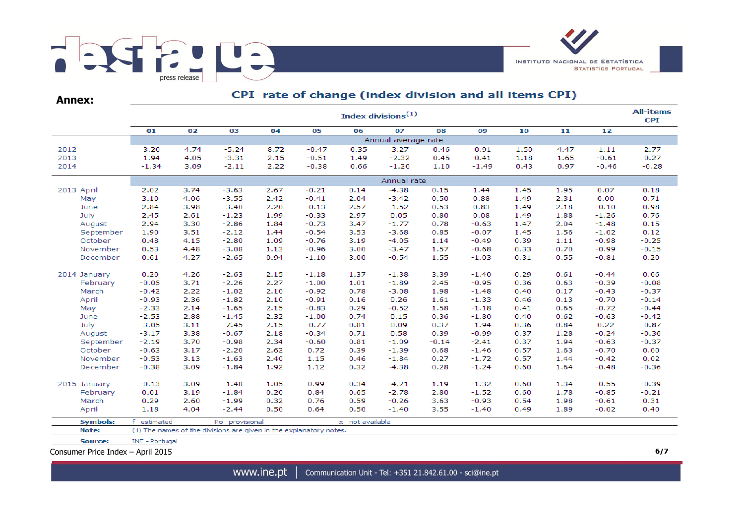## Annex:

### CPI rate of change (index division and all items CPI)

| | Index divisions[1] | | | | | | | | | | | | All-items CPI |
|---|---|---|---|---|---|---|---|---|---|---|---|---|---|
| | 01 | 02 | 03 | 04 | 05 | 06 | 07 | 08 | 09 | 10 | 11 | 12 | |
| | Annual average rate | | | | | | | | | | | | |
| 2012 | 3.20 | 4.74 | -5.24 | 8.72 | -0.47 | 0.35 | 3.27 | 0.46 | 0.91 | 1.50 | 4.47 | 1.11 | 2.77 |
| 2013 | 1.94 | 4.05 | -3.31 | 2.15 | -0.51 | 1.49 | -2.32 | 0.45 | 0.41 | 1.18 | 1.65 | -0.61 | 0.27 |
| 2014 | -1.34 | 3.09 | -2.11 | 2.22 | -0.38 | 0.66 | -1.20 | 1.10 | -1.49 | 0.43 | 0.97 | -0.46 | -0.28 |
| | Annual rate | | | | | | | | | | | | |
| 2013 April | 2.02 | 3.74 | -3.63 | 2.67 | -0.21 | 0.14 | -4.38 | 0.15 | 1.44 | 1.45 | 1.95 | 0.07 | 0.18 |
| May | 3.10 | 4.06 | -3.55 | 2.42 | -0.41 | 2.04 | -3.42 | 0.50 | 0.88 | 1.49 | 2.31 | 0.00 | 0.71 |
| June | 2.84 | 3.98 | -3.40 | 2.20 | -0.13 | 2.57 | -1.52 | 0.53 | 0.83 | 1.49 | 2.18 | -0.10 | 0.98 |
| July | 2.45 | 2.61 | -1.23 | 1.99 | -0.33 | 2.97 | 0.05 | 0.80 | 0.08 | 1.49 | 1.88 | -1.26 | 0.76 |
| August | 2.94 | 3.30 | -2.86 | 1.84 | -0.73 | 3.47 | -1.77 | 0.78 | -0.63 | 1.47 | 2.04 | -1.48 | 0.15 |
| September | 1.90 | 3.51 | -2.12 | 1.44 | -0.54 | 3.53 | -3.68 | 0.85 | -0.07 | 1.45 | 1.56 | -1.02 | 0.12 |
| October | 0.48 | 4.15 | -2.80 | 1.09 | -0.76 | 3.19 | -4.05 | 1.14 | -0.49 | 0.39 | 1.11 | -0.98 | -0.25 |
| November | 0.53 | 4.48 | -3.08 | 1.13 | -0.96 | 3.00 | -3.47 | 1.57 | -0.68 | 0.33 | 0.70 | -0.99 | -0.15 |
| December | 0.61 | 4.27 | -2.65 | 0.94 | -1.10 | 3.00 | -0.54 | 1.55 | -1.03 | 0.31 | 0.55 | -0.81 | 0.20 |
| 2014 January | 0.20 | 4.26 | -2.63 | 2.15 | -1.18 | 1.37 | -1.38 | 3.39 | -1.40 | 0.29 | 0.61 | -0.44 | 0.06 |
| February | -0.05 | 3.71 | -2.26 | 2.27 | -1.00 | 1.01 | -1.89 | 2.45 | -0.95 | 0.36 | 0.63 | -0.39 | -0.08 |
| March | -0.42 | 2.22 | -1.02 | 2.10 | -0.92 | 0.78 | -3.08 | 1.98 | -1.48 | 0.40 | 0.17 | -0.43 | -0.37 |
| April | -0.93 | 2.36 | -1.82 | 2.10 | -0.91 | 0.16 | 0.26 | 1.61 | -1.33 | 0.46 | 0.13 | -0.70 | -0.14 |
| May | -2.33 | 2.14 | -1.65 | 2.15 | -0.83 | 0.29 | -0.52 | 1.58 | -1.18 | 0.41 | 0.65 | -0.72 | -0.44 |
| June | -2.53 | 2.88 | -1.45 | 2.32 | -1.00 | 0.74 | 0.15 | 0.36 | -1.80 | 0.40 | 0.62 | -0.63 | -0.42 |
| July | -3.05 | 3.11 | -7.45 | 2.15 | -0.77 | 0.81 | 0.09 | 0.37 | -1.94 | 0.36 | 0.84 | 0.22 | -0.87 |
| August | -3.17 | 3.38 | -0.67 | 2.18 | -0.34 | 0.71 | 0.58 | 0.39 | -0.99 | 0.37 | 1.28 | -0.24 | -0.36 |
| September | -2.19 | 3.70 | -0.98 | 2.34 | -0.60 | 0.81 | -1.09 | -0.14 | -2.41 | 0.37 | 1.94 | -0.63 | -0.37 |
| October | -0.63 | 3.17 | -2.20 | 2.62 | 0.72 | 0.39 | -1.39 | 0.68 | -1.46 | 0.57 | 1.63 | -0.70 | 0.00 |
| November | -0.53 | 3.13 | -1.63 | 2.40 | 1.15 | 0.46 | -1.84 | 0.27 | -1.72 | 0.57 | 1.44 | -0.42 | 0.02 |
| December | -0.38 | 3.09 | -1.84 | 1.92 | 1.12 | 0.32 | -4.38 | 0.28 | -1.24 | 0.60 | 1.64 | -0.48 | -0.36 |
| 2015 January | -0.13 | 3.09 | -1.48 | 1.05 | 0.99 | 0.34 | -4.21 | 1.19 | -1.32 | 0.60 | 1.34 | -0.55 | -0.39 |
| February | 0.01 | 3.19 | -1.84 | 0.20 | 0.84 | 0.65 | -2.78 | 2.80 | -1.52 | 0.60 | 1.78 | -0.85 | -0.21 |
| March | 0.29 | 2.60 | -1.99 | 0.32 | 0.76 | 0.59 | -0.26 | 3.63 | -0.93 | 0.54 | 1.98 | -0.61 | 0.31 |
| April | 1.18 | 4.04 | -2.44 | 0.50 | 0.64 | 0.50 | -1.40 | 3.55 | -1.40 | 0.49 | 1.89 | -0.02 | 0.40 |

**Symbols:** f estimated Po provisional x not available

**Note:** (1) The names of the divisions are given in the explanatory notes.

**Source:** INE - Portugal

Consumer Price Index – April 2015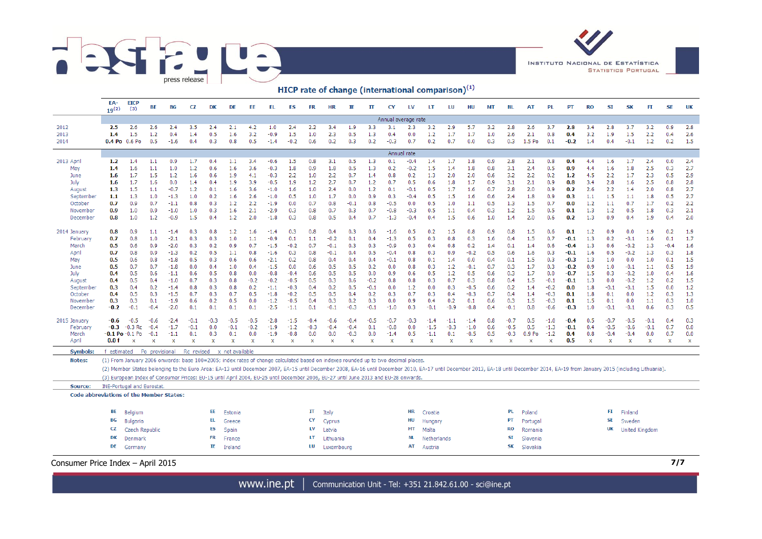## HICP rate of change (international comparison)[(1)]

| | EA-19[(2)] | EICP (3) | BE | BG | CZ | DK | DE | EE | EL | ES | FR | HR | IE | IT | CY | LV | LT | LU | HU | MT | NL | AT | PL | PT | RO | SI | SK | FI | SE | UK |
|---|---|---|---|---|---|---|---|---|---|---|---|---|---|---|---|---|---|---|---|---|---|---|---|---|---|---|---|---|---|---|
| | Annual average rate | | | | | | | | | | | | | | | | | | | | | | | | | | | | | |
| 2012 | **2.5** | 2.6 | 2.6 | 2.4 | 3.5 | 2.4 | 2.1 | 4.2 | 1.0 | 2.4 | 2.2 | 3.4 | 1.9 | 3.3 | 3.1 | 2.3 | 3.2 | 2.9 | 5.7 | 3.2 | 2.8 | 2.6 | 3.7 | **2.8** | 3.4 | 2.8 | 3.7 | 3.2 | 0.9 | 2.8 |
| 2013 | **1.4** | 1.5 | 1.2 | 0.4 | 1.4 | 0.5 | 1.6 | 3.2 | -0.9 | 1.5 | 1.0 | 2.3 | 0.5 | 1.3 | 0.4 | 0.0 | 1.2 | 1.7 | 1.7 | 1.0 | 2.6 | 2.1 | 0.8 | **0.4** | 3.2 | 1.9 | 1.5 | 2.2 | 0.4 | 2.6 |
| 2014 | **0.4 Po** | 0.6 Po | 0.5 | -1.6 | 0.4 | 0.3 | 0.8 | 0.5 | -1.4 | -0.2 | 0.6 | 0.2 | 0.3 | 0.2 | -0.3 | 0.7 | 0.2 | 0.7 | 0.0 | 0.3 | 0.3 | 1.5 Po | 0.1 | **-0.2** | 1.4 | 0.4 | -0.1 | 1.2 | 0.2 | 1.5 |
| | Annual rate | | | | | | | | | | | | | | | | | | | | | | | | | | | | | |
| 2013 April | **1.2** | 1.4 | 1.1 | 0.9 | 1.7 | 0.4 | 1.1 | 3.4 | -0.6 | 1.5 | 0.8 | 3.1 | 0.5 | 1.3 | 0.1 | -0.4 | 1.4 | 1.7 | 1.8 | 0.9 | 2.8 | 2.1 | 0.8 | **0.4** | 4.4 | 1.6 | 1.7 | 2.4 | 0.0 | 2.4 |
| May | **1.4** | 1.6 | 1.1 | 1.0 | 1.2 | 0.6 | 1.6 | 3.6 | -0.3 | 1.8 | 0.9 | 1.8 | 0.5 | 1.3 | 0.2 | -0.2 | 1.5 | 1.4 | 1.8 | 0.8 | 3.1 | 2.4 | 0.5 | **0.9** | 4.4 | 1.6 | 1.8 | 2.5 | 0.3 | 2.7 |
| June | **1.6** | 1.7 | 1.5 | 1.2 | 1.6 | 0.6 | 1.9 | 4.1 | -0.3 | 2.2 | 1.0 | 2.2 | 0.7 | 1.4 | 0.8 | 0.2 | 1.3 | 2.0 | 2.0 | 0.6 | 3.2 | 2.2 | 0.2 | **1.2** | 4.5 | 2.2 | 1.7 | 2.3 | 0.5 | 2.9 |
| July | **1.6** | 1.7 | 1.6 | 0.0 | 1.4 | 0.4 | 1.9 | 3.9 | -0.5 | 1.9 | 1.2 | 2.7 | 0.7 | 1.2 | 0.7 | 0.5 | 0.6 | 1.8 | 1.7 | 0.9 | 3.1 | 2.1 | 0.9 | **0.8** | 3.4 | 2.8 | 1.6 | 2.5 | 0.8 | 2.8 |
| August | **1.3** | 1.5 | 1.1 | -0.7 | 1.2 | 0.1 | 1.6 | 3.6 | -1.0 | 1.6 | 1.0 | 2.4 | 0.0 | 1.2 | 0.1 | -0.1 | 0.5 | 1.7 | 1.6 | 0.7 | 2.8 | 2.0 | 0.9 | **0.2** | 2.6 | 2.2 | 1.4 | 2.0 | 0.8 | 2.7 |
| September | **1.1** | 1.3 | 1.0 | -1.3 | 1.0 | 0.2 | 1.6 | 2.6 | -1.0 | 0.5 | 1.0 | 1.7 | 0.0 | 0.9 | 0.3 | -0.4 | 0.5 | 1.5 | 1.6 | 0.6 | 2.4 | 1.8 | 0.9 | **0.3** | 1.1 | 1.5 | 1.1 | 1.8 | 0.5 | 2.7 |
| October | **0.7** | 0.9 | 0.7 | -1.1 | 0.8 | 0.3 | 1.2 | 2.2 | -1.9 | 0.0 | 0.7 | 0.8 | -0.1 | 0.8 | -0.5 | 0.0 | 0.5 | 1.0 | 1.1 | 0.5 | 1.3 | 1.5 | 0.7 | **0.0** | 1.2 | 1.1 | 0.7 | 1.7 | 0.2 | 2.2 |
| November | **0.9** | 1.0 | 0.9 | -1.0 | 1.0 | 0.3 | 1.6 | 2.1 | -2.9 | 0.3 | 0.8 | 0.7 | 0.3 | 0.7 | -0.8 | -0.3 | 0.5 | 1.1 | 0.4 | 0.3 | 1.2 | 1.5 | 0.5 | **0.1** | 1.3 | 1.2 | 0.5 | 1.8 | 0.3 | 2.1 |
| December | **0.8** | 1.0 | 1.2 | -0.9 | 1.5 | 0.4 | 1.2 | 2.0 | -1.8 | 0.3 | 0.8 | 0.5 | 0.4 | 0.7 | -1.3 | -0.4 | 0.4 | 1.5 | 0.6 | 1.0 | 1.4 | 2.0 | 0.6 | **0.2** | 1.3 | 0.9 | 0.4 | 1.9 | 0.4 | 2.0 |
| 2014 January | **0.8** | 0.9 | 1.1 | -1.4 | 0.3 | 0.8 | 1.2 | 1.6 | -1.4 | 0.3 | 0.8 | 0.4 | 0.3 | 0.6 | -1.6 | 0.5 | 0.2 | 1.5 | 0.8 | 0.9 | 0.8 | 1.5 | 0.6 | **0.1** | 1.2 | 0.9 | 0.0 | 1.9 | 0.2 | 1.9 |
| February | **0.7** | 0.8 | 1.0 | -2.1 | 0.3 | 0.3 | 1.0 | 1.1 | -0.9 | 0.1 | 1.1 | -0.2 | 0.1 | 0.4 | -1.3 | 0.5 | 0.3 | 0.8 | 0.3 | 1.6 | 0.4 | 1.5 | 0.7 | **-0.1** | 1.3 | 0.2 | -0.1 | 1.6 | 0.1 | 1.7 |
| March | **0.5** | 0.6 | 0.9 | -2.0 | 0.3 | 0.2 | 0.9 | 0.7 | -1.5 | -0.2 | 0.7 | -0.1 | 0.3 | 0.3 | -0.9 | 0.3 | 0.4 | 0.8 | 0.2 | 1.4 | 0.1 | 1.4 | 0.6 | **-0.4** | 1.3 | 0.6 | -0.2 | 1.3 | -0.4 | 1.6 |
| April | **0.7** | 0.8 | 0.9 | -1.3 | 0.2 | 0.5 | 1.1 | 0.8 | -1.6 | 0.3 | 0.8 | -0.1 | 0.4 | 0.5 | -0.4 | 0.8 | 0.3 | 0.9 | -0.2 | 0.5 | 0.6 | 1.6 | 0.3 | **-0.1** | 1.6 | 0.5 | -0.2 | 1.3 | 0.3 | 1.8 |
| May | **0.5** | 0.6 | 0.8 | -1.8 | 0.5 | 0.3 | 0.6 | 0.6 | -2.1 | 0.2 | 0.8 | 0.4 | 0.4 | 0.4 | -0.1 | 0.8 | 0.1 | 1.4 | 0.0 | 0.4 | 0.1 | 1.5 | 0.3 | **-0.3** | 1.3 | 1.0 | 0.0 | 1.0 | 0.1 | 1.5 |
| June | **0.5** | 0.7 | 0.7 | -1.8 | 0.0 | 0.4 | 1.0 | 0.4 | -1.5 | 0.0 | 0.6 | 0.5 | 0.5 | 0.2 | 0.0 | 0.8 | 0.3 | 1.2 | -0.1 | 0.7 | 0.3 | 1.7 | 0.3 | **-0.2** | 0.9 | 1.0 | -0.1 | 1.1 | 0.5 | 1.9 |
| July | **0.4** | 0.5 | 0.6 | -1.1 | 0.6 | 0.5 | 0.8 | 0.0 | -0.8 | -0.4 | 0.6 | 0.5 | 0.5 | 0.0 | 0.9 | 0.6 | 0.5 | 1.2 | 0.5 | 0.6 | 0.3 | 1.7 | 0.0 | **-0.7** | 1.5 | 0.3 | -0.2 | 1.0 | 0.4 | 1.6 |
| August | **0.4** | 0.5 | 0.4 | -1.0 | 0.7 | 0.3 | 0.8 | -0.2 | -0.2 | -0.5 | 0.5 | 0.3 | 0.6 | -0.2 | 0.8 | 0.8 | 0.3 | 0.7 | 0.3 | 0.8 | 0.4 | 1.5 | -0.1 | **-0.1** | 1.3 | 0.0 | -0.2 | 1.2 | 0.2 | 1.5 |
| September | **0.3** | 0.4 | 0.2 | -1.4 | 0.8 | 0.3 | 0.8 | 0.2 | -1.1 | -0.3 | 0.4 | 0.2 | 0.5 | -0.1 | 0.0 | 1.2 | 0.0 | 0.3 | -0.5 | 0.6 | 0.2 | 1.4 | -0.2 | **0.0** | 1.8 | -0.1 | -0.1 | 1.5 | 0.0 | 1.2 |
| October | **0.4** | 0.5 | 0.3 | -1.5 | 0.7 | 0.3 | 0.7 | 0.5 | -1.8 | -0.2 | 0.5 | 0.5 | 0.4 | 0.2 | 0.3 | 0.7 | 0.3 | 0.4 | -0.3 | 0.7 | 0.4 | 1.4 | -0.3 | **0.1** | 1.8 | 0.1 | 0.0 | 1.2 | 0.3 | 1.3 |
| November | **0.3** | 0.3 | 0.1 | -1.2 | 0.6 | 0.2 | 0.5 | 0.0 | -1.2 | -0.5 | 0.4 | 0.3 | 0.3 | 0.3 | 0.0 | 0.9 | 0.4 | 0.2 | 0.1 | 0.6 | 0.3 | 1.5 | -0.3 | **0.1** | 1.5 | 0.1 | 0.0 | 1.1 | 0.3 | 1.0 |
| December | **-0.2** | -0.1 | -0.4 | -2.0 | 0.1 | 0.1 | 0.1 | 0.1 | -2.5 | -1.1 | 0.1 | -0.1 | -0.3 | -0.1 | -1.0 | 0.3 | -0.1 | -0.9 | -0.8 | 0.4 | -0.1 | 0.8 | -0.6 | **-0.3** | 1.0 | -0.1 | -0.1 | 0.6 | 0.3 | 0.5 |
| 2015 January | **-0.6** | -0.5 | -0.6 | -2.4 | -0.1 | -0.3 | -0.5 | -0.5 | -2.8 | -1.5 | -0.4 | -0.6 | -0.4 | -0.5 | -0.7 | -0.3 | -1.4 | -1.1 | -1.4 | 0.8 | -0.7 | 0.5 | -1.0 | **-0.4** | 0.5 | -0.7 | -0.5 | -0.1 | 0.4 | 0.3 |
| February | **-0.3** | -0.3 Rc | -0.4 | -1.7 | -0.1 | 0.0 | -0.1 | -0.2 | -1.9 | -1.2 | -0.3 | -0.4 | -0.4 | 0.1 | -0.8 | 0.0 | -1.5 | -0.3 | -1.0 | 0.6 | -0.5 | 0.5 | -1.3 | **-0.1** | 0.4 | -0.5 | -0.6 | -0.1 | 0.7 | 0.0 |
| March | **-0.1 Po** | -0.1 Po | -0.1 | -1.1 | 0.1 | 0.3 | 0.1 | 0.0 | -1.9 | -0.8 | 0.0 | 0.0 | -0.3 | 0.0 | -1.4 | 0.5 | -1.1 | 0.1 | -0.5 | 0.5 | -0.3 | 0.9 Po | -1.2 | **0.4** | 0.8 | -0.4 | -0.4 | 0.0 | 0.7 | 0.0 |
| April | **0.0 f** | x | x | x | x | x | x | x | x | x | x | x | x | x | x | x | x | x | x | x | x | x | x | **0.5** | x | x | x | x | x | x |

**Symbols:** f estimated Po provisional Rc revised x not available

**Notes:**
(1) From January 2006 onwards: base 100=2005; index rates of change calculated based on indexes rounded up to two decimal places.
(2) Member States belonging to the Euro Area: EA-13 until December 2007, EA-15 until December 2008, EA-16 until December 2010, EA-17 until December 2013, EA-18 until December 2014, EA-19 from January 2015 (including Lithuania).
(3) European Index of Consumer Prices: EU-15 until April 2004, EU-25 until December 2006, EU-27 until June 2013 and EU-28 onwards.

**Source:** INE-Portugal and Eurostat.

**Code abbreviations of the Member States:**

| | | | | | | | | | | | |
|---|---|---|---|---|---|---|---|---|---|---|---|
| BE | Belgium | EE | Estonia | IT | Italy | HR | Croatia | PL | Poland | FI | Finland |
| BG | Bulgaria | EL | Greece | CY | Cyprus | HU | Hungary | PT | Portugal | SE | Sweden |
| CZ | Czech Republic | ES | Spain | LV | Latvia | MT | Malta | RO | Romania | UK | United Kingdom |
| DK | Denmark | FR | France | LT | Lithuania | NL | Netherlands | SI | Slovenia | | |
| DE | Germany | IE | Ireland | LU | Luxembourg | AT | Austria | SK | Slovakia | | |